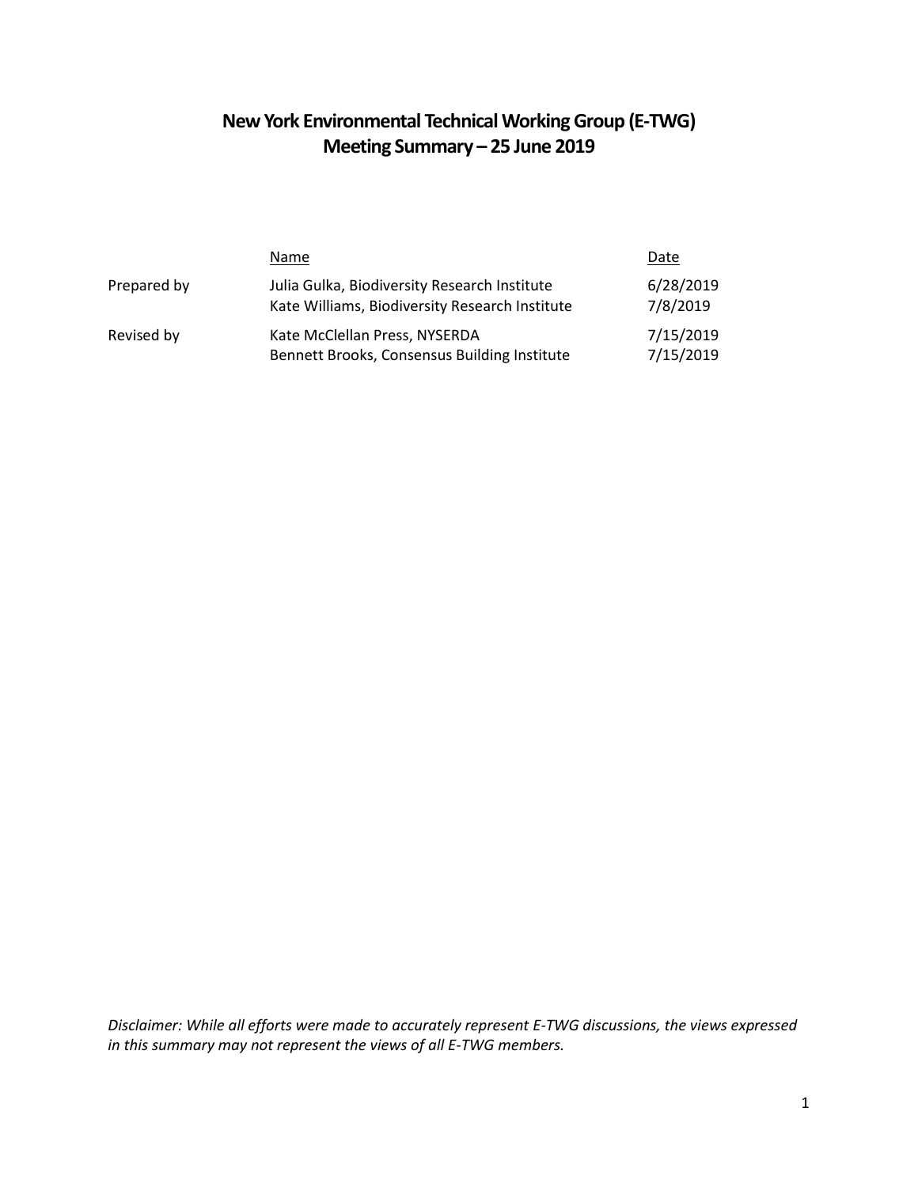# New York Environmental Technical Working Group (E-TWG)
# Meeting Summary – 25 June 2019

| | Name | Date |
|---|---|---|
| Prepared by | Julia Gulka, Biodiversity Research Institute | 6/28/2019 |
| | Kate Williams, Biodiversity Research Institute | 7/8/2019 |
| Revised by | Kate McClellan Press, NYSERDA | 7/15/2019 |
| | Bennett Brooks, Consensus Building Institute | 7/15/2019 |

*Disclaimer: While all efforts were made to accurately represent E-TWG discussions, the views expressed in this summary may not represent the views of all E-TWG members.*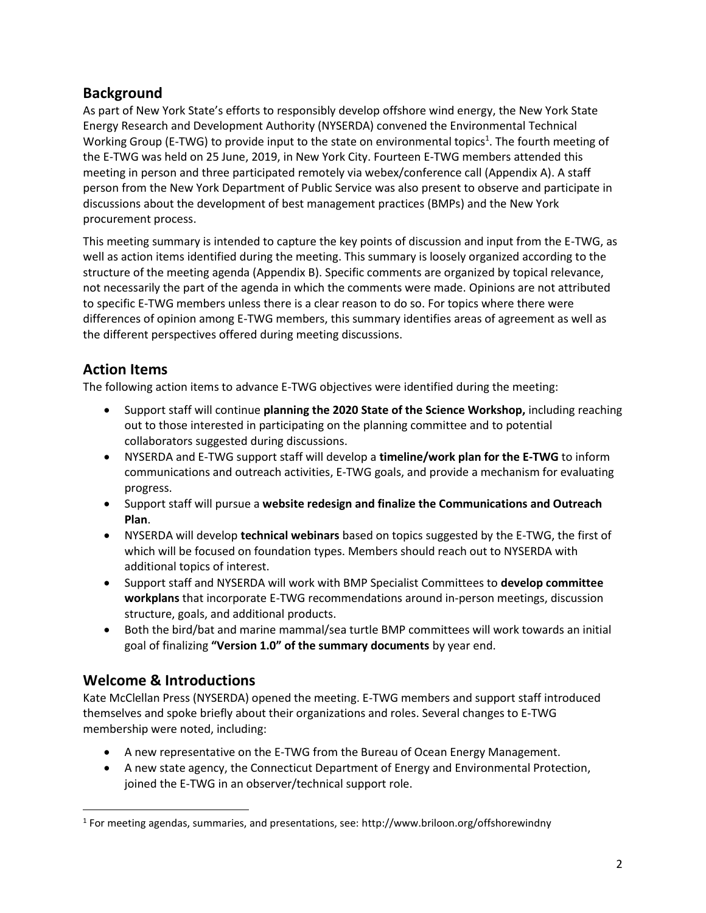## Background

As part of New York State's efforts to responsibly develop offshore wind energy, the New York State Energy Research and Development Authority (NYSERDA) convened the Environmental Technical Working Group (E-TWG) to provide input to the state on environmental topics[1]. The fourth meeting of the E-TWG was held on 25 June, 2019, in New York City. Fourteen E-TWG members attended this meeting in person and three participated remotely via webex/conference call (Appendix A). A staff person from the New York Department of Public Service was also present to observe and participate in discussions about the development of best management practices (BMPs) and the New York procurement process.

This meeting summary is intended to capture the key points of discussion and input from the E-TWG, as well as action items identified during the meeting. This summary is loosely organized according to the structure of the meeting agenda (Appendix B). Specific comments are organized by topical relevance, not necessarily the part of the agenda in which the comments were made. Opinions are not attributed to specific E-TWG members unless there is a clear reason to do so. For topics where there were differences of opinion among E-TWG members, this summary identifies areas of agreement as well as the different perspectives offered during meeting discussions.

## Action Items

The following action items to advance E-TWG objectives were identified during the meeting:

- Support staff will continue **planning the 2020 State of the Science Workshop,** including reaching out to those interested in participating on the planning committee and to potential collaborators suggested during discussions.
- NYSERDA and E-TWG support staff will develop a **timeline/work plan for the E-TWG** to inform communications and outreach activities, E-TWG goals, and provide a mechanism for evaluating progress.
- Support staff will pursue a **website redesign and finalize the Communications and Outreach Plan**.
- NYSERDA will develop **technical webinars** based on topics suggested by the E-TWG, the first of which will be focused on foundation types. Members should reach out to NYSERDA with additional topics of interest.
- Support staff and NYSERDA will work with BMP Specialist Committees to **develop committee workplans** that incorporate E-TWG recommendations around in-person meetings, discussion structure, goals, and additional products.
- Both the bird/bat and marine mammal/sea turtle BMP committees will work towards an initial goal of finalizing **"Version 1.0" of the summary documents** by year end.

## Welcome & Introductions

Kate McClellan Press (NYSERDA) opened the meeting. E-TWG members and support staff introduced themselves and spoke briefly about their organizations and roles. Several changes to E-TWG membership were noted, including:

- A new representative on the E-TWG from the Bureau of Ocean Energy Management.
- A new state agency, the Connecticut Department of Energy and Environmental Protection, joined the E-TWG in an observer/technical support role.

[1] For meeting agendas, summaries, and presentations, see: http://www.briloon.org/offshorewindny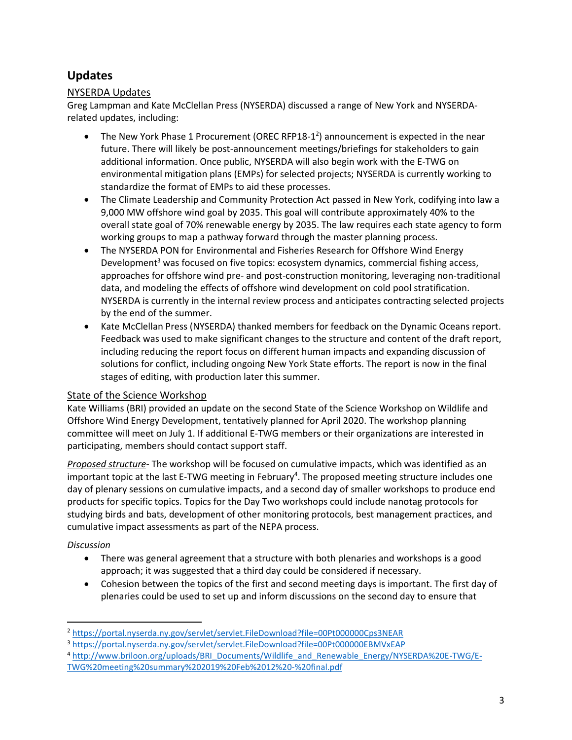# Updates

## NYSERDA Updates

Greg Lampman and Kate McClellan Press (NYSERDA) discussed a range of New York and NYSERDA-related updates, including:

- The New York Phase 1 Procurement (OREC RFP18-1[2]) announcement is expected in the near future. There will likely be post-announcement meetings/briefings for stakeholders to gain additional information. Once public, NYSERDA will also begin work with the E-TWG on environmental mitigation plans (EMPs) for selected projects; NYSERDA is currently working to standardize the format of EMPs to aid these processes.
- The Climate Leadership and Community Protection Act passed in New York, codifying into law a 9,000 MW offshore wind goal by 2035. This goal will contribute approximately 40% to the overall state goal of 70% renewable energy by 2035. The law requires each state agency to form working groups to map a pathway forward through the master planning process.
- The NYSERDA PON for Environmental and Fisheries Research for Offshore Wind Energy Development[3] was focused on five topics: ecosystem dynamics, commercial fishing access, approaches for offshore wind pre- and post-construction monitoring, leveraging non-traditional data, and modeling the effects of offshore wind development on cold pool stratification. NYSERDA is currently in the internal review process and anticipates contracting selected projects by the end of the summer.
- Kate McClellan Press (NYSERDA) thanked members for feedback on the Dynamic Oceans report. Feedback was used to make significant changes to the structure and content of the draft report, including reducing the report focus on different human impacts and expanding discussion of solutions for conflict, including ongoing New York State efforts. The report is now in the final stages of editing, with production later this summer.

## State of the Science Workshop

Kate Williams (BRI) provided an update on the second State of the Science Workshop on Wildlife and Offshore Wind Energy Development, tentatively planned for April 2020. The workshop planning committee will meet on July 1. If additional E-TWG members or their organizations are interested in participating, members should contact support staff.

*Proposed structure*- The workshop will be focused on cumulative impacts, which was identified as an important topic at the last E-TWG meeting in February[4]. The proposed meeting structure includes one day of plenary sessions on cumulative impacts, and a second day of smaller workshops to produce end products for specific topics. Topics for the Day Two workshops could include nanotag protocols for studying birds and bats, development of other monitoring protocols, best management practices, and cumulative impact assessments as part of the NEPA process.

*Discussion*

- There was general agreement that a structure with both plenaries and workshops is a good approach; it was suggested that a third day could be considered if necessary.
- Cohesion between the topics of the first and second meeting days is important. The first day of plenaries could be used to set up and inform discussions on the second day to ensure that

---

[2] https://portal.nyserda.ny.gov/servlet/servlet.FileDownload?file=00Pt000000Cps3NEAR

[3] https://portal.nyserda.ny.gov/servlet/servlet.FileDownload?file=00Pt000000EBMVxEAP

[4] http://www.briloon.org/uploads/BRI_Documents/Wildlife_and_Renewable_Energy/NYSERDA%20E-TWG/E-TWG%20meeting%20summary%202019%20Feb%2012%20-%20final.pdf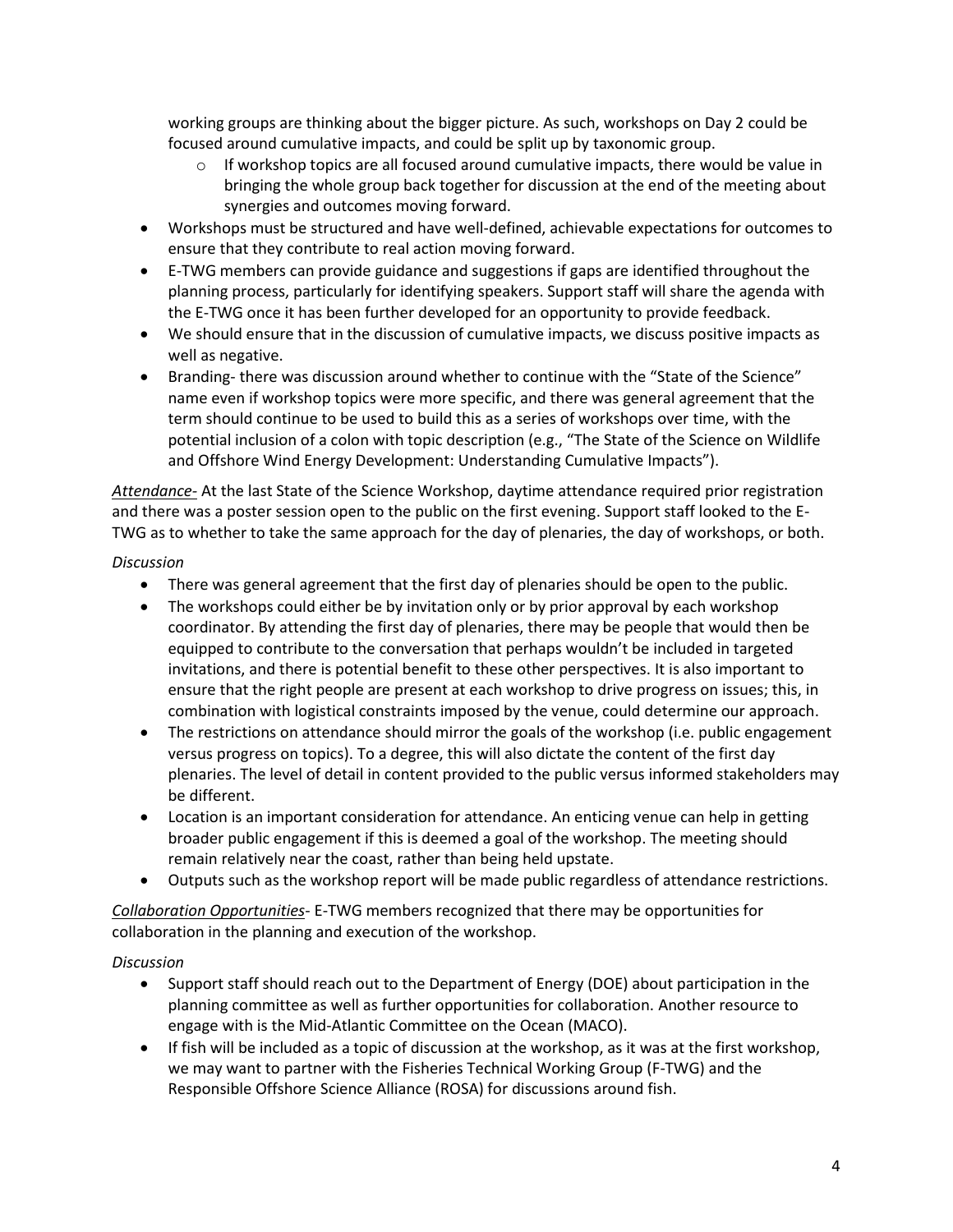working groups are thinking about the bigger picture. As such, workshops on Day 2 could be focused around cumulative impacts, and could be split up by taxonomic group.
    - If workshop topics are all focused around cumulative impacts, there would be value in bringing the whole group back together for discussion at the end of the meeting about synergies and outcomes moving forward.
- Workshops must be structured and have well-defined, achievable expectations for outcomes to ensure that they contribute to real action moving forward.
- E-TWG members can provide guidance and suggestions if gaps are identified throughout the planning process, particularly for identifying speakers. Support staff will share the agenda with the E-TWG once it has been further developed for an opportunity to provide feedback.
- We should ensure that in the discussion of cumulative impacts, we discuss positive impacts as well as negative.
- Branding- there was discussion around whether to continue with the "State of the Science" name even if workshop topics were more specific, and there was general agreement that the term should continue to be used to build this as a series of workshops over time, with the potential inclusion of a colon with topic description (e.g., "The State of the Science on Wildlife and Offshore Wind Energy Development: Understanding Cumulative Impacts").

*Attendance-* At the last State of the Science Workshop, daytime attendance required prior registration and there was a poster session open to the public on the first evening. Support staff looked to the E-TWG as to whether to take the same approach for the day of plenaries, the day of workshops, or both.

*Discussion*

- There was general agreement that the first day of plenaries should be open to the public.
- The workshops could either be by invitation only or by prior approval by each workshop coordinator. By attending the first day of plenaries, there may be people that would then be equipped to contribute to the conversation that perhaps wouldn't be included in targeted invitations, and there is potential benefit to these other perspectives. It is also important to ensure that the right people are present at each workshop to drive progress on issues; this, in combination with logistical constraints imposed by the venue, could determine our approach.
- The restrictions on attendance should mirror the goals of the workshop (i.e. public engagement versus progress on topics). To a degree, this will also dictate the content of the first day plenaries. The level of detail in content provided to the public versus informed stakeholders may be different.
- Location is an important consideration for attendance. An enticing venue can help in getting broader public engagement if this is deemed a goal of the workshop. The meeting should remain relatively near the coast, rather than being held upstate.
- Outputs such as the workshop report will be made public regardless of attendance restrictions.

*Collaboration Opportunities-* E-TWG members recognized that there may be opportunities for collaboration in the planning and execution of the workshop.

*Discussion*

- Support staff should reach out to the Department of Energy (DOE) about participation in the planning committee as well as further opportunities for collaboration. Another resource to engage with is the Mid-Atlantic Committee on the Ocean (MACO).
- If fish will be included as a topic of discussion at the workshop, as it was at the first workshop, we may want to partner with the Fisheries Technical Working Group (F-TWG) and the Responsible Offshore Science Alliance (ROSA) for discussions around fish.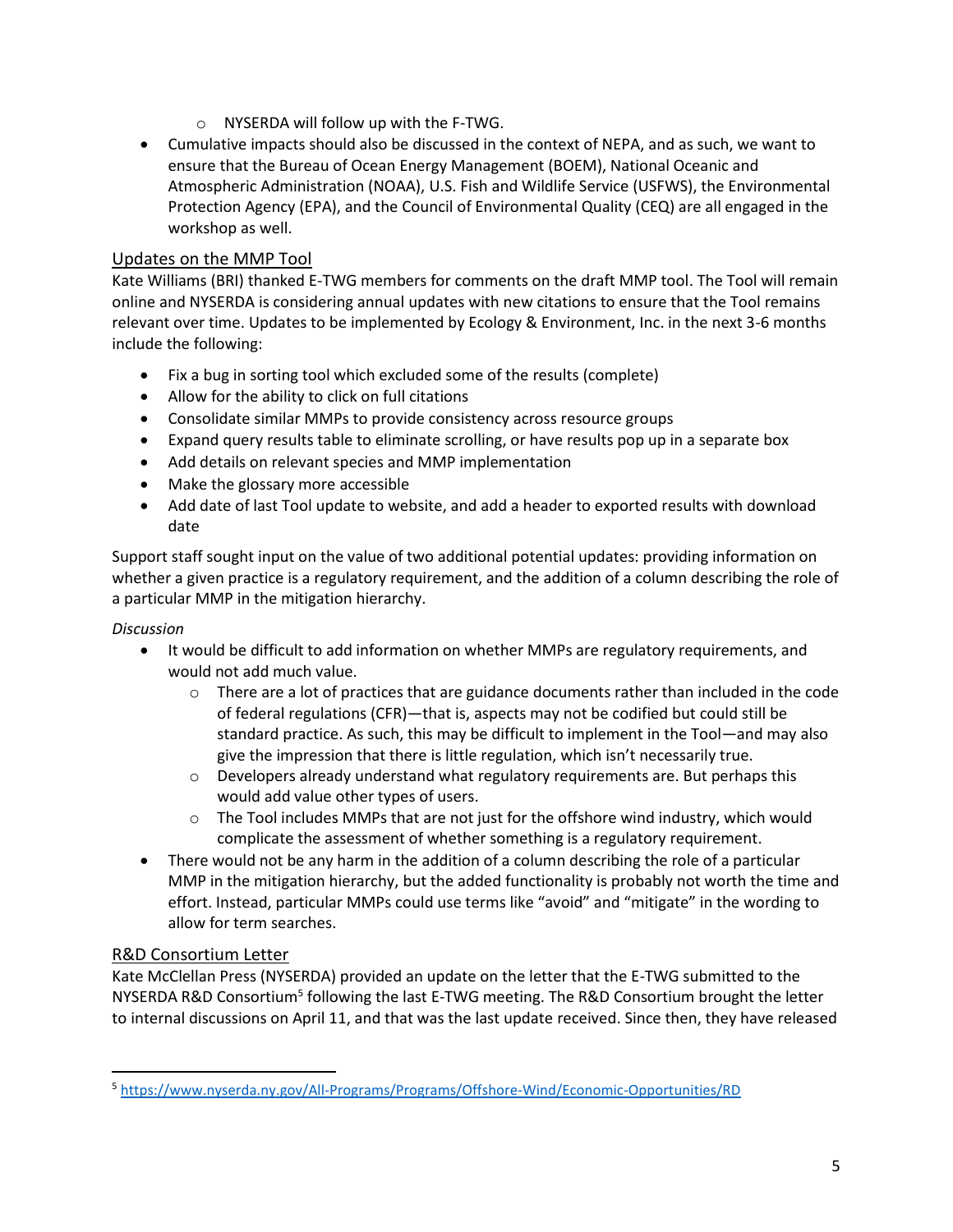- NYSERDA will follow up with the F-TWG.
- Cumulative impacts should also be discussed in the context of NEPA, and as such, we want to ensure that the Bureau of Ocean Energy Management (BOEM), National Oceanic and Atmospheric Administration (NOAA), U.S. Fish and Wildlife Service (USFWS), the Environmental Protection Agency (EPA), and the Council of Environmental Quality (CEQ) are all engaged in the workshop as well.

## Updates on the MMP Tool

Kate Williams (BRI) thanked E-TWG members for comments on the draft MMP tool. The Tool will remain online and NYSERDA is considering annual updates with new citations to ensure that the Tool remains relevant over time. Updates to be implemented by Ecology & Environment, Inc. in the next 3-6 months include the following:

- Fix a bug in sorting tool which excluded some of the results (complete)
- Allow for the ability to click on full citations
- Consolidate similar MMPs to provide consistency across resource groups
- Expand query results table to eliminate scrolling, or have results pop up in a separate box
- Add details on relevant species and MMP implementation
- Make the glossary more accessible
- Add date of last Tool update to website, and add a header to exported results with download date

Support staff sought input on the value of two additional potential updates: providing information on whether a given practice is a regulatory requirement, and the addition of a column describing the role of a particular MMP in the mitigation hierarchy.

*Discussion*

- It would be difficult to add information on whether MMPs are regulatory requirements, and would not add much value.
  - There are a lot of practices that are guidance documents rather than included in the code of federal regulations (CFR)—that is, aspects may not be codified but could still be standard practice. As such, this may be difficult to implement in the Tool—and may also give the impression that there is little regulation, which isn't necessarily true.
  - Developers already understand what regulatory requirements are. But perhaps this would add value other types of users.
  - The Tool includes MMPs that are not just for the offshore wind industry, which would complicate the assessment of whether something is a regulatory requirement.
- There would not be any harm in the addition of a column describing the role of a particular MMP in the mitigation hierarchy, but the added functionality is probably not worth the time and effort. Instead, particular MMPs could use terms like "avoid" and "mitigate" in the wording to allow for term searches.

## R&D Consortium Letter

Kate McClellan Press (NYSERDA) provided an update on the letter that the E-TWG submitted to the NYSERDA R&D Consortium[5] following the last E-TWG meeting. The R&D Consortium brought the letter to internal discussions on April 11, and that was the last update received. Since then, they have released

[5] https://www.nyserda.ny.gov/All-Programs/Programs/Offshore-Wind/Economic-Opportunities/RD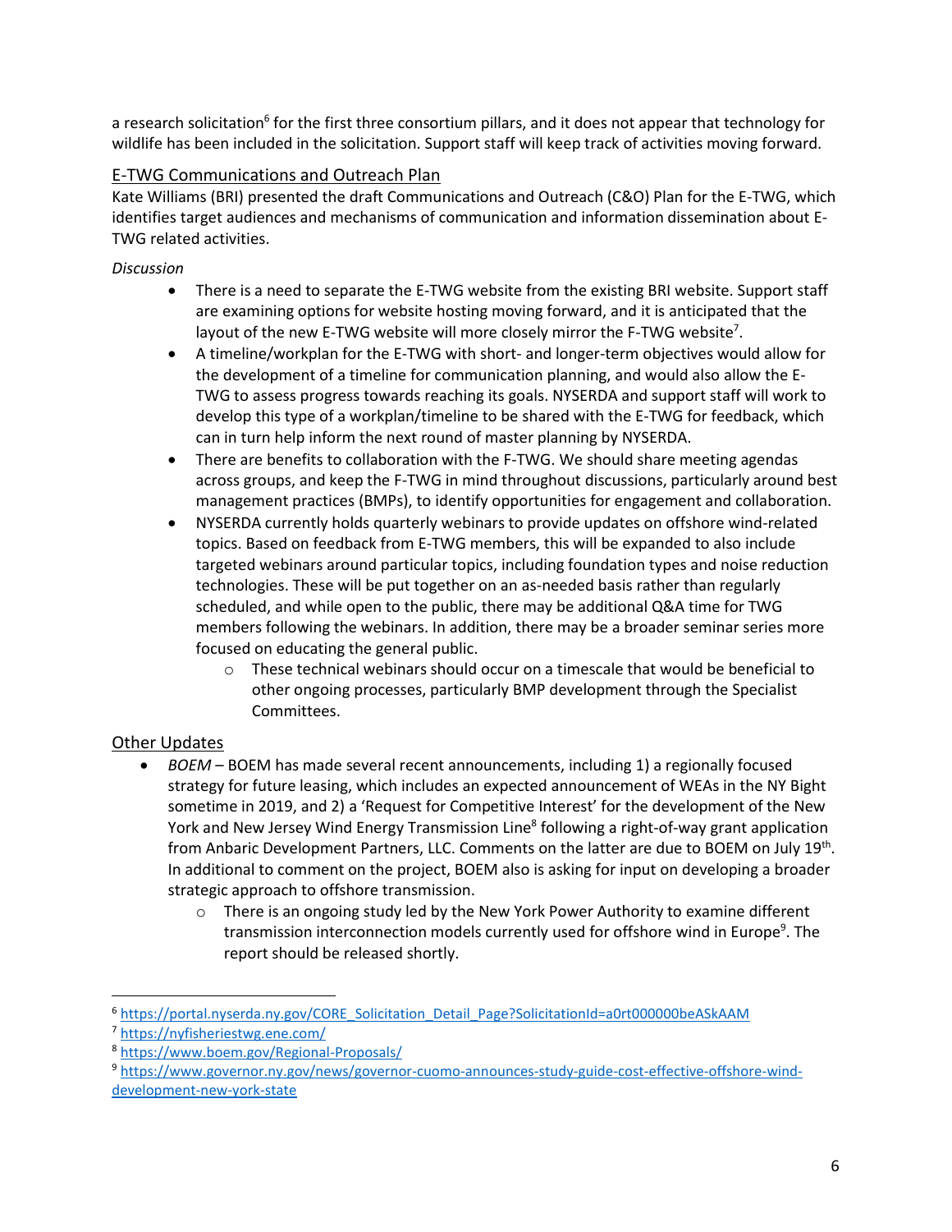a research solicitation[6] for the first three consortium pillars, and it does not appear that technology for wildlife has been included in the solicitation. Support staff will keep track of activities moving forward.

## E-TWG Communications and Outreach Plan

Kate Williams (BRI) presented the draft Communications and Outreach (C&O) Plan for the E-TWG, which identifies target audiences and mechanisms of communication and information dissemination about E-TWG related activities.

*Discussion*

- There is a need to separate the E-TWG website from the existing BRI website. Support staff are examining options for website hosting moving forward, and it is anticipated that the layout of the new E-TWG website will more closely mirror the F-TWG website[7].
- A timeline/workplan for the E-TWG with short- and longer-term objectives would allow for the development of a timeline for communication planning, and would also allow the E-TWG to assess progress towards reaching its goals. NYSERDA and support staff will work to develop this type of a workplan/timeline to be shared with the E-TWG for feedback, which can in turn help inform the next round of master planning by NYSERDA.
- There are benefits to collaboration with the F-TWG. We should share meeting agendas across groups, and keep the F-TWG in mind throughout discussions, particularly around best management practices (BMPs), to identify opportunities for engagement and collaboration.
- NYSERDA currently holds quarterly webinars to provide updates on offshore wind-related topics. Based on feedback from E-TWG members, this will be expanded to also include targeted webinars around particular topics, including foundation types and noise reduction technologies. These will be put together on an as-needed basis rather than regularly scheduled, and while open to the public, there may be additional Q&A time for TWG members following the webinars. In addition, there may be a broader seminar series more focused on educating the general public.
  - These technical webinars should occur on a timescale that would be beneficial to other ongoing processes, particularly BMP development through the Specialist Committees.

## Other Updates

- *BOEM* – BOEM has made several recent announcements, including 1) a regionally focused strategy for future leasing, which includes an expected announcement of WEAs in the NY Bight sometime in 2019, and 2) a 'Request for Competitive Interest' for the development of the New York and New Jersey Wind Energy Transmission Line[8] following a right-of-way grant application from Anbaric Development Partners, LLC. Comments on the latter are due to BOEM on July 19th. In additional to comment on the project, BOEM also is asking for input on developing a broader strategic approach to offshore transmission.
  - There is an ongoing study led by the New York Power Authority to examine different transmission interconnection models currently used for offshore wind in Europe[9]. The report should be released shortly.

---

[6] https://portal.nyserda.ny.gov/CORE_Solicitation_Detail_Page?SolicitationId=a0rt000000beASkAAM

[7] https://nyfisheriestwg.ene.com/

[8] https://www.boem.gov/Regional-Proposals/

[9] https://www.governor.ny.gov/news/governor-cuomo-announces-study-guide-cost-effective-offshore-wind-development-new-york-state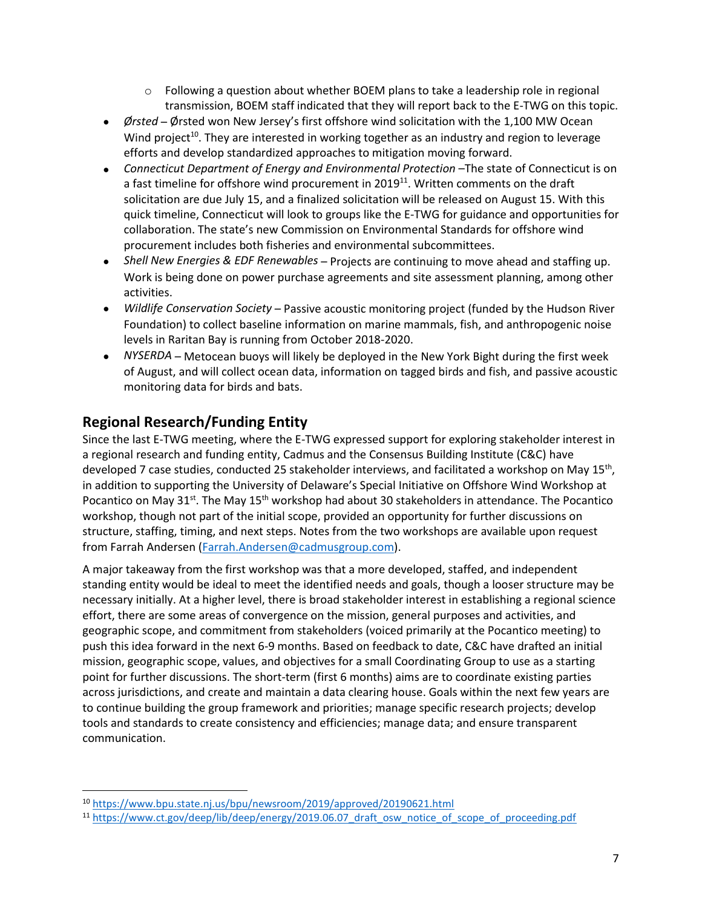- Following a question about whether BOEM plans to take a leadership role in regional transmission, BOEM staff indicated that they will report back to the E-TWG on this topic.
- *Ørsted* – Ørsted won New Jersey's first offshore wind solicitation with the 1,100 MW Ocean Wind project[10]. They are interested in working together as an industry and region to leverage efforts and develop standardized approaches to mitigation moving forward.
- *Connecticut Department of Energy and Environmental Protection* –The state of Connecticut is on a fast timeline for offshore wind procurement in 2019[11]. Written comments on the draft solicitation are due July 15, and a finalized solicitation will be released on August 15. With this quick timeline, Connecticut will look to groups like the E-TWG for guidance and opportunities for collaboration. The state's new Commission on Environmental Standards for offshore wind procurement includes both fisheries and environmental subcommittees.
- *Shell New Energies & EDF Renewables* – Projects are continuing to move ahead and staffing up. Work is being done on power purchase agreements and site assessment planning, among other activities.
- *Wildlife Conservation Society* – Passive acoustic monitoring project (funded by the Hudson River Foundation) to collect baseline information on marine mammals, fish, and anthropogenic noise levels in Raritan Bay is running from October 2018-2020.
- *NYSERDA* – Metocean buoys will likely be deployed in the New York Bight during the first week of August, and will collect ocean data, information on tagged birds and fish, and passive acoustic monitoring data for birds and bats.

## Regional Research/Funding Entity

Since the last E-TWG meeting, where the E-TWG expressed support for exploring stakeholder interest in a regional research and funding entity, Cadmus and the Consensus Building Institute (C&C) have developed 7 case studies, conducted 25 stakeholder interviews, and facilitated a workshop on May 15th, in addition to supporting the University of Delaware's Special Initiative on Offshore Wind Workshop at Pocantico on May 31st. The May 15th workshop had about 30 stakeholders in attendance. The Pocantico workshop, though not part of the initial scope, provided an opportunity for further discussions on structure, staffing, timing, and next steps. Notes from the two workshops are available upon request from Farrah Andersen (Farrah.Andersen@cadmusgroup.com).

A major takeaway from the first workshop was that a more developed, staffed, and independent standing entity would be ideal to meet the identified needs and goals, though a looser structure may be necessary initially. At a higher level, there is broad stakeholder interest in establishing a regional science effort, there are some areas of convergence on the mission, general purposes and activities, and geographic scope, and commitment from stakeholders (voiced primarily at the Pocantico meeting) to push this idea forward in the next 6-9 months. Based on feedback to date, C&C have drafted an initial mission, geographic scope, values, and objectives for a small Coordinating Group to use as a starting point for further discussions. The short-term (first 6 months) aims are to coordinate existing parties across jurisdictions, and create and maintain a data clearing house. Goals within the next few years are to continue building the group framework and priorities; manage specific research projects; develop tools and standards to create consistency and efficiencies; manage data; and ensure transparent communication.

---

[10] https://www.bpu.state.nj.us/bpu/newsroom/2019/approved/20190621.html

[11] https://www.ct.gov/deep/lib/deep/energy/2019.06.07_draft_osw_notice_of_scope_of_proceeding.pdf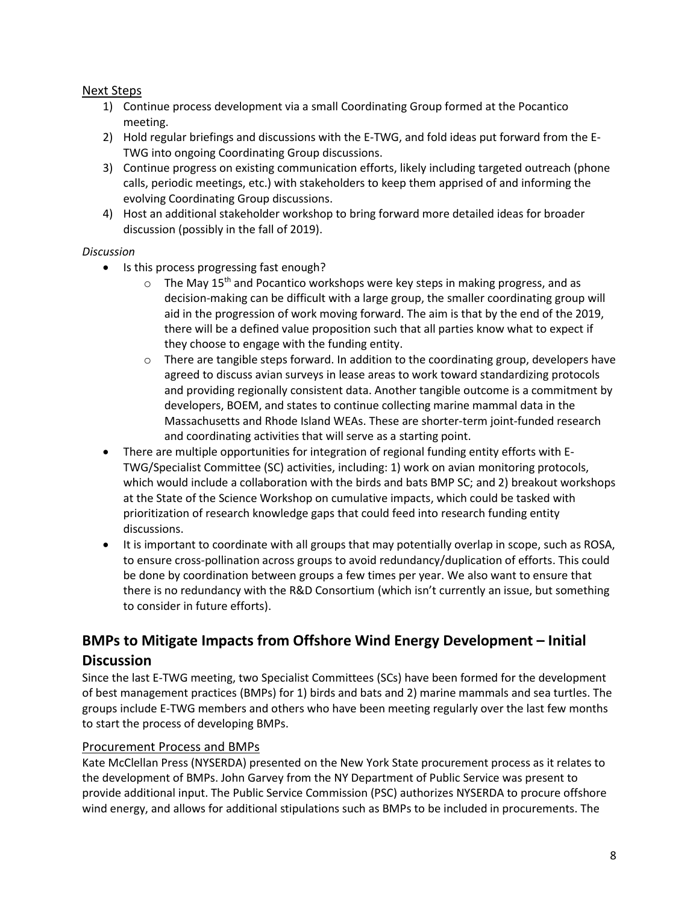### Next Steps

1) Continue process development via a small Coordinating Group formed at the Pocantico meeting.
2) Hold regular briefings and discussions with the E-TWG, and fold ideas put forward from the E-TWG into ongoing Coordinating Group discussions.
3) Continue progress on existing communication efforts, likely including targeted outreach (phone calls, periodic meetings, etc.) with stakeholders to keep them apprised of and informing the evolving Coordinating Group discussions.
4) Host an additional stakeholder workshop to bring forward more detailed ideas for broader discussion (possibly in the fall of 2019).

*Discussion*

- Is this process progressing fast enough?
    - The May 15th and Pocantico workshops were key steps in making progress, and as decision-making can be difficult with a large group, the smaller coordinating group will aid in the progression of work moving forward. The aim is that by the end of the 2019, there will be a defined value proposition such that all parties know what to expect if they choose to engage with the funding entity.
    - There are tangible steps forward. In addition to the coordinating group, developers have agreed to discuss avian surveys in lease areas to work toward standardizing protocols and providing regionally consistent data. Another tangible outcome is a commitment by developers, BOEM, and states to continue collecting marine mammal data in the Massachusetts and Rhode Island WEAs. These are shorter-term joint-funded research and coordinating activities that will serve as a starting point.
- There are multiple opportunities for integration of regional funding entity efforts with E-TWG/Specialist Committee (SC) activities, including: 1) work on avian monitoring protocols, which would include a collaboration with the birds and bats BMP SC; and 2) breakout workshops at the State of the Science Workshop on cumulative impacts, which could be tasked with prioritization of research knowledge gaps that could feed into research funding entity discussions.
- It is important to coordinate with all groups that may potentially overlap in scope, such as ROSA, to ensure cross-pollination across groups to avoid redundancy/duplication of efforts. This could be done by coordination between groups a few times per year. We also want to ensure that there is no redundancy with the R&D Consortium (which isn't currently an issue, but something to consider in future efforts).

## BMPs to Mitigate Impacts from Offshore Wind Energy Development – Initial Discussion

Since the last E-TWG meeting, two Specialist Committees (SCs) have been formed for the development of best management practices (BMPs) for 1) birds and bats and 2) marine mammals and sea turtles. The groups include E-TWG members and others who have been meeting regularly over the last few months to start the process of developing BMPs.

### Procurement Process and BMPs

Kate McClellan Press (NYSERDA) presented on the New York State procurement process as it relates to the development of BMPs. John Garvey from the NY Department of Public Service was present to provide additional input. The Public Service Commission (PSC) authorizes NYSERDA to procure offshore wind energy, and allows for additional stipulations such as BMPs to be included in procurements. The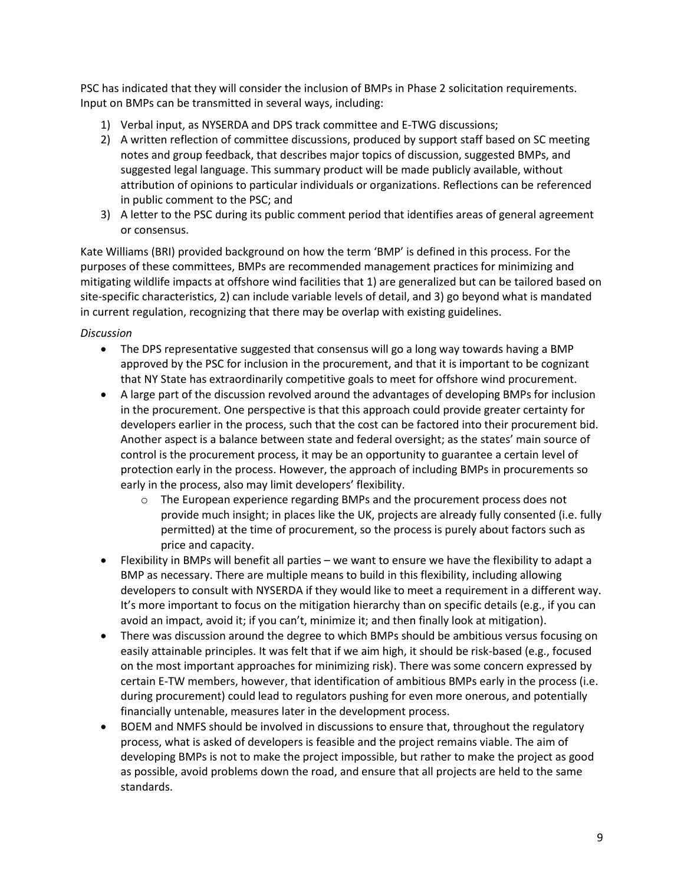PSC has indicated that they will consider the inclusion of BMPs in Phase 2 solicitation requirements. Input on BMPs can be transmitted in several ways, including:

1) Verbal input, as NYSERDA and DPS track committee and E-TWG discussions;
2) A written reflection of committee discussions, produced by support staff based on SC meeting notes and group feedback, that describes major topics of discussion, suggested BMPs, and suggested legal language. This summary product will be made publicly available, without attribution of opinions to particular individuals or organizations. Reflections can be referenced in public comment to the PSC; and
3) A letter to the PSC during its public comment period that identifies areas of general agreement or consensus.

Kate Williams (BRI) provided background on how the term 'BMP' is defined in this process. For the purposes of these committees, BMPs are recommended management practices for minimizing and mitigating wildlife impacts at offshore wind facilities that 1) are generalized but can be tailored based on site-specific characteristics, 2) can include variable levels of detail, and 3) go beyond what is mandated in current regulation, recognizing that there may be overlap with existing guidelines.

*Discussion*

- The DPS representative suggested that consensus will go a long way towards having a BMP approved by the PSC for inclusion in the procurement, and that it is important to be cognizant that NY State has extraordinarily competitive goals to meet for offshore wind procurement.
- A large part of the discussion revolved around the advantages of developing BMPs for inclusion in the procurement. One perspective is that this approach could provide greater certainty for developers earlier in the process, such that the cost can be factored into their procurement bid. Another aspect is a balance between state and federal oversight; as the states' main source of control is the procurement process, it may be an opportunity to guarantee a certain level of protection early in the process. However, the approach of including BMPs in procurements so early in the process, also may limit developers' flexibility.
  - The European experience regarding BMPs and the procurement process does not provide much insight; in places like the UK, projects are already fully consented (i.e. fully permitted) at the time of procurement, so the process is purely about factors such as price and capacity.
- Flexibility in BMPs will benefit all parties – we want to ensure we have the flexibility to adapt a BMP as necessary. There are multiple means to build in this flexibility, including allowing developers to consult with NYSERDA if they would like to meet a requirement in a different way. It's more important to focus on the mitigation hierarchy than on specific details (e.g., if you can avoid an impact, avoid it; if you can't, minimize it; and then finally look at mitigation).
- There was discussion around the degree to which BMPs should be ambitious versus focusing on easily attainable principles. It was felt that if we aim high, it should be risk-based (e.g., focused on the most important approaches for minimizing risk). There was some concern expressed by certain E-TW members, however, that identification of ambitious BMPs early in the process (i.e. during procurement) could lead to regulators pushing for even more onerous, and potentially financially untenable, measures later in the development process.
- BOEM and NMFS should be involved in discussions to ensure that, throughout the regulatory process, what is asked of developers is feasible and the project remains viable. The aim of developing BMPs is not to make the project impossible, but rather to make the project as good as possible, avoid problems down the road, and ensure that all projects are held to the same standards.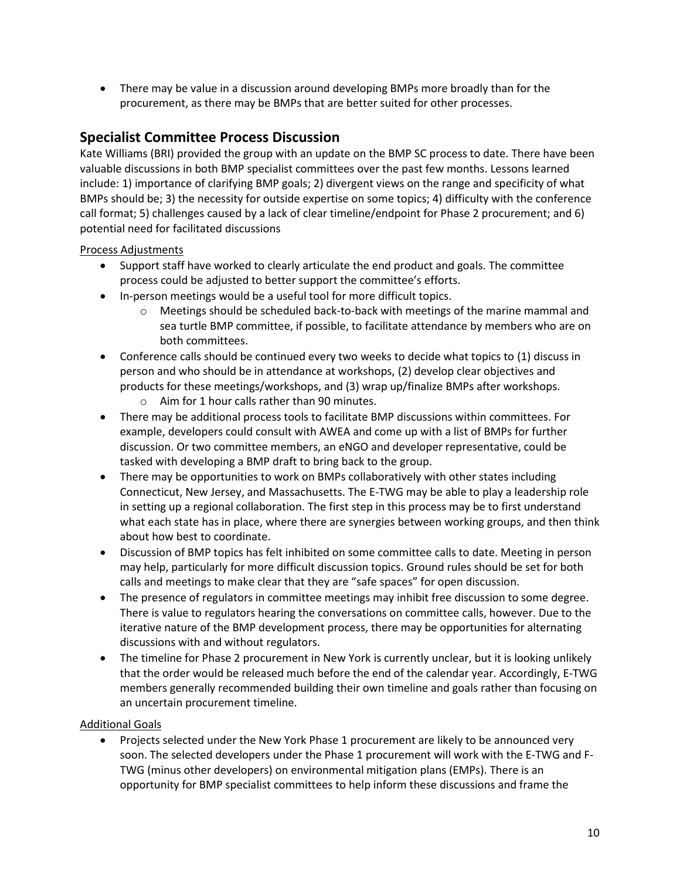- There may be value in a discussion around developing BMPs more broadly than for the procurement, as there may be BMPs that are better suited for other processes.

## Specialist Committee Process Discussion

Kate Williams (BRI) provided the group with an update on the BMP SC process to date. There have been valuable discussions in both BMP specialist committees over the past few months. Lessons learned include: 1) importance of clarifying BMP goals; 2) divergent views on the range and specificity of what BMPs should be; 3) the necessity for outside expertise on some topics; 4) difficulty with the conference call format; 5) challenges caused by a lack of clear timeline/endpoint for Phase 2 procurement; and 6) potential need for facilitated discussions

<u>Process Adjustments</u>

- Support staff have worked to clearly articulate the end product and goals. The committee process could be adjusted to better support the committee's efforts.
- In-person meetings would be a useful tool for more difficult topics.
  - Meetings should be scheduled back-to-back with meetings of the marine mammal and sea turtle BMP committee, if possible, to facilitate attendance by members who are on both committees.
- Conference calls should be continued every two weeks to decide what topics to (1) discuss in person and who should be in attendance at workshops, (2) develop clear objectives and products for these meetings/workshops, and (3) wrap up/finalize BMPs after workshops.
  - Aim for 1 hour calls rather than 90 minutes.
- There may be additional process tools to facilitate BMP discussions within committees. For example, developers could consult with AWEA and come up with a list of BMPs for further discussion. Or two committee members, an eNGO and developer representative, could be tasked with developing a BMP draft to bring back to the group.
- There may be opportunities to work on BMPs collaboratively with other states including Connecticut, New Jersey, and Massachusetts. The E-TWG may be able to play a leadership role in setting up a regional collaboration. The first step in this process may be to first understand what each state has in place, where there are synergies between working groups, and then think about how best to coordinate.
- Discussion of BMP topics has felt inhibited on some committee calls to date. Meeting in person may help, particularly for more difficult discussion topics. Ground rules should be set for both calls and meetings to make clear that they are "safe spaces" for open discussion.
- The presence of regulators in committee meetings may inhibit free discussion to some degree. There is value to regulators hearing the conversations on committee calls, however. Due to the iterative nature of the BMP development process, there may be opportunities for alternating discussions with and without regulators.
- The timeline for Phase 2 procurement in New York is currently unclear, but it is looking unlikely that the order would be released much before the end of the calendar year. Accordingly, E-TWG members generally recommended building their own timeline and goals rather than focusing on an uncertain procurement timeline.

<u>Additional Goals</u>

- Projects selected under the New York Phase 1 procurement are likely to be announced very soon. The selected developers under the Phase 1 procurement will work with the E-TWG and F-TWG (minus other developers) on environmental mitigation plans (EMPs). There is an opportunity for BMP specialist committees to help inform these discussions and frame the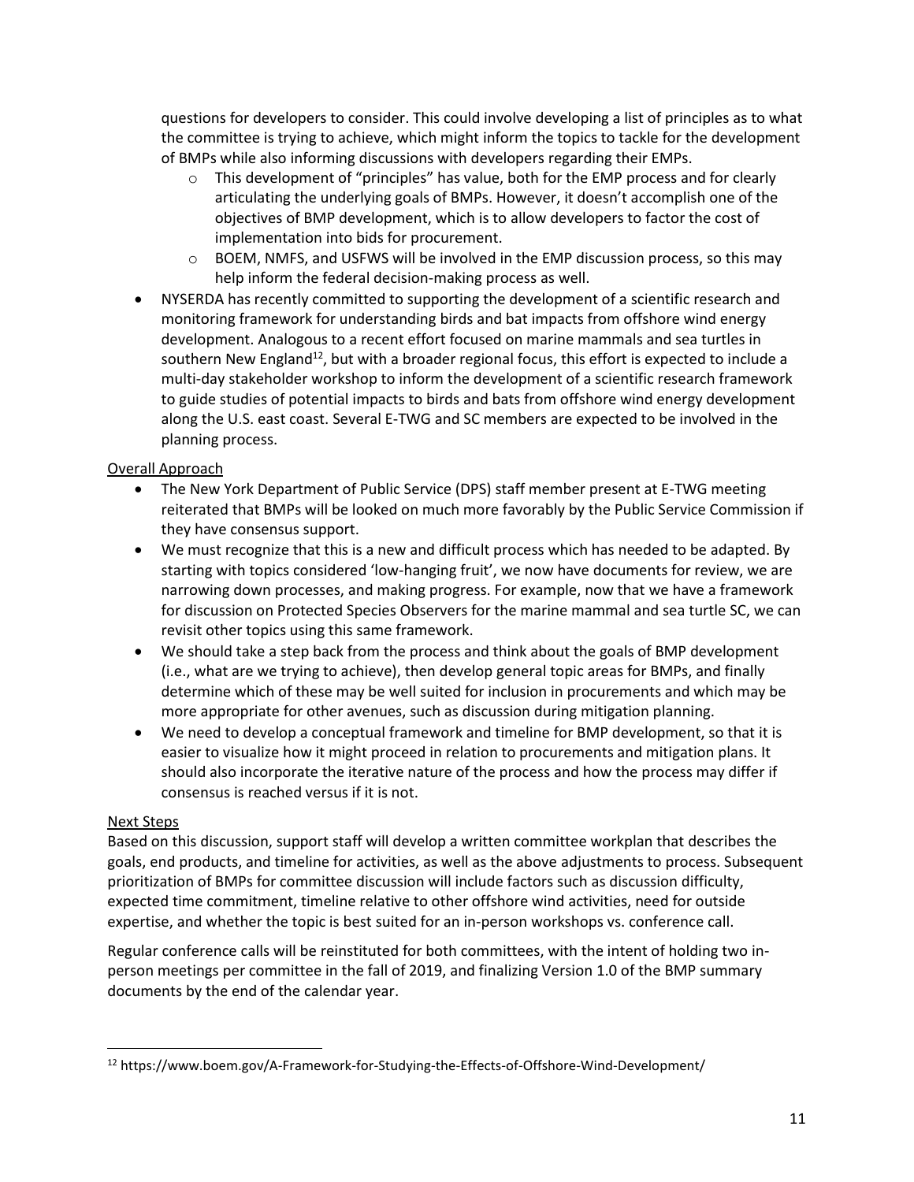questions for developers to consider. This could involve developing a list of principles as to what the committee is trying to achieve, which might inform the topics to tackle for the development of BMPs while also informing discussions with developers regarding their EMPs.

  - This development of "principles" has value, both for the EMP process and for clearly articulating the underlying goals of BMPs. However, it doesn't accomplish one of the objectives of BMP development, which is to allow developers to factor the cost of implementation into bids for procurement.
  - BOEM, NMFS, and USFWS will be involved in the EMP discussion process, so this may help inform the federal decision-making process as well.

- NYSERDA has recently committed to supporting the development of a scientific research and monitoring framework for understanding birds and bat impacts from offshore wind energy development. Analogous to a recent effort focused on marine mammals and sea turtles in southern New England[12], but with a broader regional focus, this effort is expected to include a multi-day stakeholder workshop to inform the development of a scientific research framework to guide studies of potential impacts to birds and bats from offshore wind energy development along the U.S. east coast. Several E-TWG and SC members are expected to be involved in the planning process.

Overall Approach

- The New York Department of Public Service (DPS) staff member present at E-TWG meeting reiterated that BMPs will be looked on much more favorably by the Public Service Commission if they have consensus support.
- We must recognize that this is a new and difficult process which has needed to be adapted. By starting with topics considered 'low-hanging fruit', we now have documents for review, we are narrowing down processes, and making progress. For example, now that we have a framework for discussion on Protected Species Observers for the marine mammal and sea turtle SC, we can revisit other topics using this same framework.
- We should take a step back from the process and think about the goals of BMP development (i.e., what are we trying to achieve), then develop general topic areas for BMPs, and finally determine which of these may be well suited for inclusion in procurements and which may be more appropriate for other avenues, such as discussion during mitigation planning.
- We need to develop a conceptual framework and timeline for BMP development, so that it is easier to visualize how it might proceed in relation to procurements and mitigation plans. It should also incorporate the iterative nature of the process and how the process may differ if consensus is reached versus if it is not.

Next Steps

Based on this discussion, support staff will develop a written committee workplan that describes the goals, end products, and timeline for activities, as well as the above adjustments to process. Subsequent prioritization of BMPs for committee discussion will include factors such as discussion difficulty, expected time commitment, timeline relative to other offshore wind activities, need for outside expertise, and whether the topic is best suited for an in-person workshops vs. conference call.

Regular conference calls will be reinstituted for both committees, with the intent of holding two in-person meetings per committee in the fall of 2019, and finalizing Version 1.0 of the BMP summary documents by the end of the calendar year.

---

[12] https://www.boem.gov/A-Framework-for-Studying-the-Effects-of-Offshore-Wind-Development/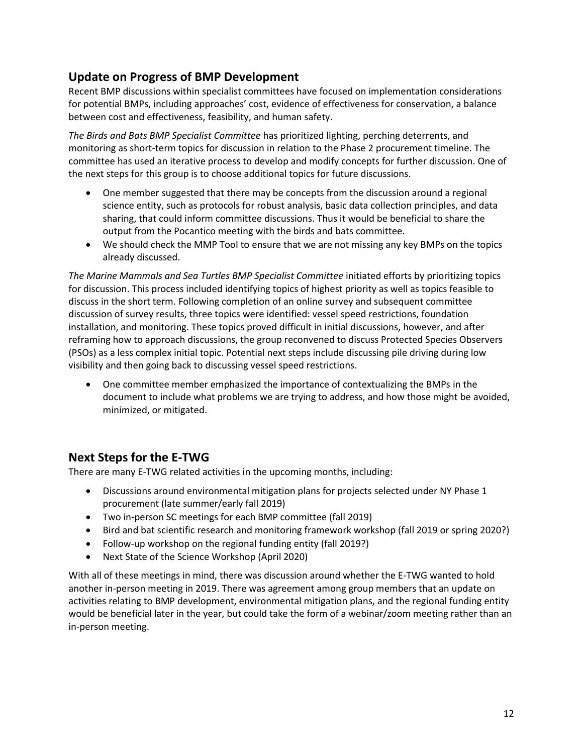## Update on Progress of BMP Development

Recent BMP discussions within specialist committees have focused on implementation considerations for potential BMPs, including approaches' cost, evidence of effectiveness for conservation, a balance between cost and effectiveness, feasibility, and human safety.

*The Birds and Bats BMP Specialist Committee* has prioritized lighting, perching deterrents, and monitoring as short-term topics for discussion in relation to the Phase 2 procurement timeline. The committee has used an iterative process to develop and modify concepts for further discussion. One of the next steps for this group is to choose additional topics for future discussions.

- One member suggested that there may be concepts from the discussion around a regional science entity, such as protocols for robust analysis, basic data collection principles, and data sharing, that could inform committee discussions. Thus it would be beneficial to share the output from the Pocantico meeting with the birds and bats committee.
- We should check the MMP Tool to ensure that we are not missing any key BMPs on the topics already discussed.

*The Marine Mammals and Sea Turtles BMP Specialist Committee* initiated efforts by prioritizing topics for discussion. This process included identifying topics of highest priority as well as topics feasible to discuss in the short term. Following completion of an online survey and subsequent committee discussion of survey results, three topics were identified: vessel speed restrictions, foundation installation, and monitoring. These topics proved difficult in initial discussions, however, and after reframing how to approach discussions, the group reconvened to discuss Protected Species Observers (PSOs) as a less complex initial topic. Potential next steps include discussing pile driving during low visibility and then going back to discussing vessel speed restrictions.

- One committee member emphasized the importance of contextualizing the BMPs in the document to include what problems we are trying to address, and how those might be avoided, minimized, or mitigated.

## Next Steps for the E-TWG

There are many E-TWG related activities in the upcoming months, including:

- Discussions around environmental mitigation plans for projects selected under NY Phase 1 procurement (late summer/early fall 2019)
- Two in-person SC meetings for each BMP committee (fall 2019)
- Bird and bat scientific research and monitoring framework workshop (fall 2019 or spring 2020?)
- Follow-up workshop on the regional funding entity (fall 2019?)
- Next State of the Science Workshop (April 2020)

With all of these meetings in mind, there was discussion around whether the E-TWG wanted to hold another in-person meeting in 2019. There was agreement among group members that an update on activities relating to BMP development, environmental mitigation plans, and the regional funding entity would be beneficial later in the year, but could take the form of a webinar/zoom meeting rather than an in-person meeting.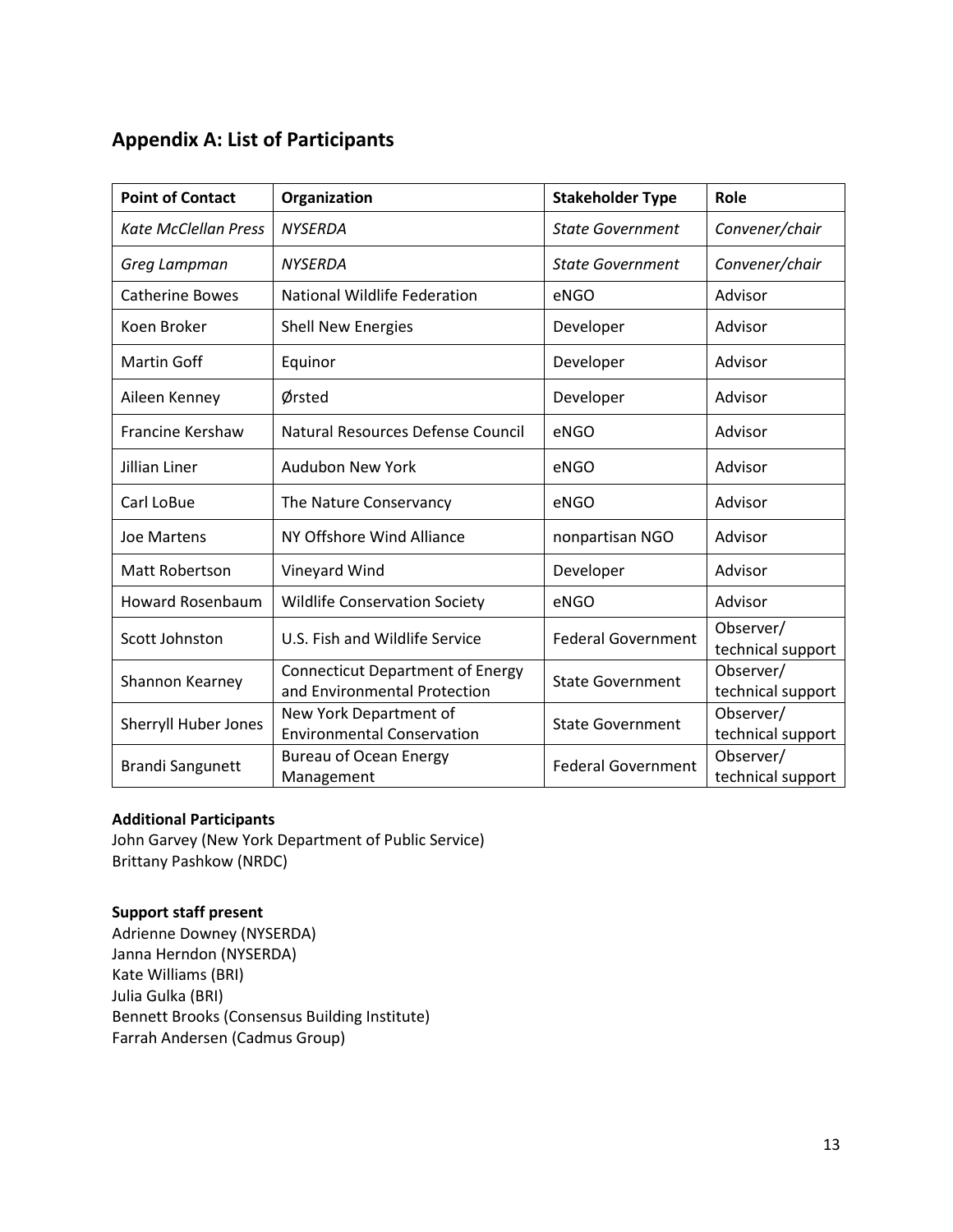## Appendix A: List of Participants

| Point of Contact | Organization | Stakeholder Type | Role |
|---|---|---|---|
| *Kate McClellan Press* | *NYSERDA* | *State Government* | *Convener/chair* |
| *Greg Lampman* | *NYSERDA* | *State Government* | *Convener/chair* |
| Catherine Bowes | National Wildlife Federation | eNGO | Advisor |
| Koen Broker | Shell New Energies | Developer | Advisor |
| Martin Goff | Equinor | Developer | Advisor |
| Aileen Kenney | Ørsted | Developer | Advisor |
| Francine Kershaw | Natural Resources Defense Council | eNGO | Advisor |
| Jillian Liner | Audubon New York | eNGO | Advisor |
| Carl LoBue | The Nature Conservancy | eNGO | Advisor |
| Joe Martens | NY Offshore Wind Alliance | nonpartisan NGO | Advisor |
| Matt Robertson | Vineyard Wind | Developer | Advisor |
| Howard Rosenbaum | Wildlife Conservation Society | eNGO | Advisor |
| Scott Johnston | U.S. Fish and Wildlife Service | Federal Government | Observer/ technical support |
| Shannon Kearney | Connecticut Department of Energy and Environmental Protection | State Government | Observer/ technical support |
| Sherryll Huber Jones | New York Department of Environmental Conservation | State Government | Observer/ technical support |
| Brandi Sangunett | Bureau of Ocean Energy Management | Federal Government | Observer/ technical support |

**Additional Participants**
John Garvey (New York Department of Public Service)
Brittany Pashkow (NRDC)

**Support staff present**
Adrienne Downey (NYSERDA)
Janna Herndon (NYSERDA)
Kate Williams (BRI)
Julia Gulka (BRI)
Bennett Brooks (Consensus Building Institute)
Farrah Andersen (Cadmus Group)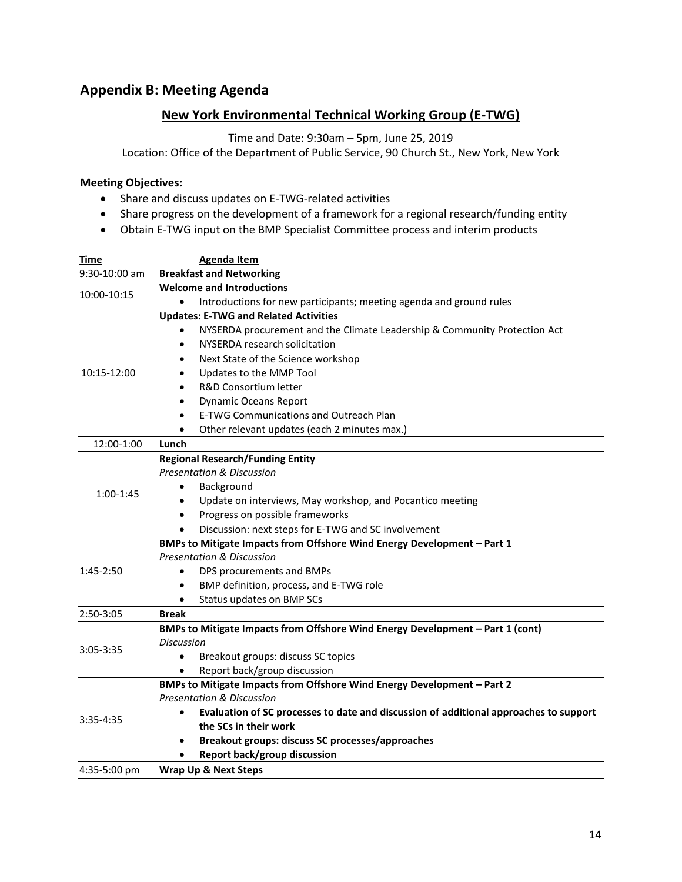## Appendix B: Meeting Agenda

### New York Environmental Technical Working Group (E-TWG)

Time and Date: 9:30am – 5pm, June 25, 2019
Location: Office of the Department of Public Service, 90 Church St., New York, New York

**Meeting Objectives:**

- Share and discuss updates on E-TWG-related activities
- Share progress on the development of a framework for a regional research/funding entity
- Obtain E-TWG input on the BMP Specialist Committee process and interim products

| Time | Agenda Item |
|---|---|
| 9:30-10:00 am | **Breakfast and Networking** |
| 10:00-10:15 | **Welcome and Introductions**<br>• Introductions for new participants; meeting agenda and ground rules |
| 10:15-12:00 | **Updates: E-TWG and Related Activities**<br>• NYSERDA procurement and the Climate Leadership & Community Protection Act<br>• NYSERDA research solicitation<br>• Next State of the Science workshop<br>• Updates to the MMP Tool<br>• R&D Consortium letter<br>• Dynamic Oceans Report<br>• E-TWG Communications and Outreach Plan<br>• Other relevant updates (each 2 minutes max.) |
| 12:00-1:00 | **Lunch** |
| 1:00-1:45 | **Regional Research/Funding Entity**<br>*Presentation & Discussion*<br>• Background<br>• Update on interviews, May workshop, and Pocantico meeting<br>• Progress on possible frameworks<br>• Discussion: next steps for E-TWG and SC involvement |
| 1:45-2:50 | **BMPs to Mitigate Impacts from Offshore Wind Energy Development – Part 1**<br>*Presentation & Discussion*<br>• DPS procurements and BMPs<br>• BMP definition, process, and E-TWG role<br>• Status updates on BMP SCs |
| 2:50-3:05 | **Break** |
| 3:05-3:35 | **BMPs to Mitigate Impacts from Offshore Wind Energy Development – Part 1 (cont)**<br>*Discussion*<br>• Breakout groups: discuss SC topics<br>• Report back/group discussion |
| 3:35-4:35 | **BMPs to Mitigate Impacts from Offshore Wind Energy Development – Part 2**<br>*Presentation & Discussion*<br>• **Evaluation of SC processes to date and discussion of additional approaches to support the SCs in their work**<br>• **Breakout groups: discuss SC processes/approaches**<br>• **Report back/group discussion** |
| 4:35-5:00 pm | **Wrap Up & Next Steps** |